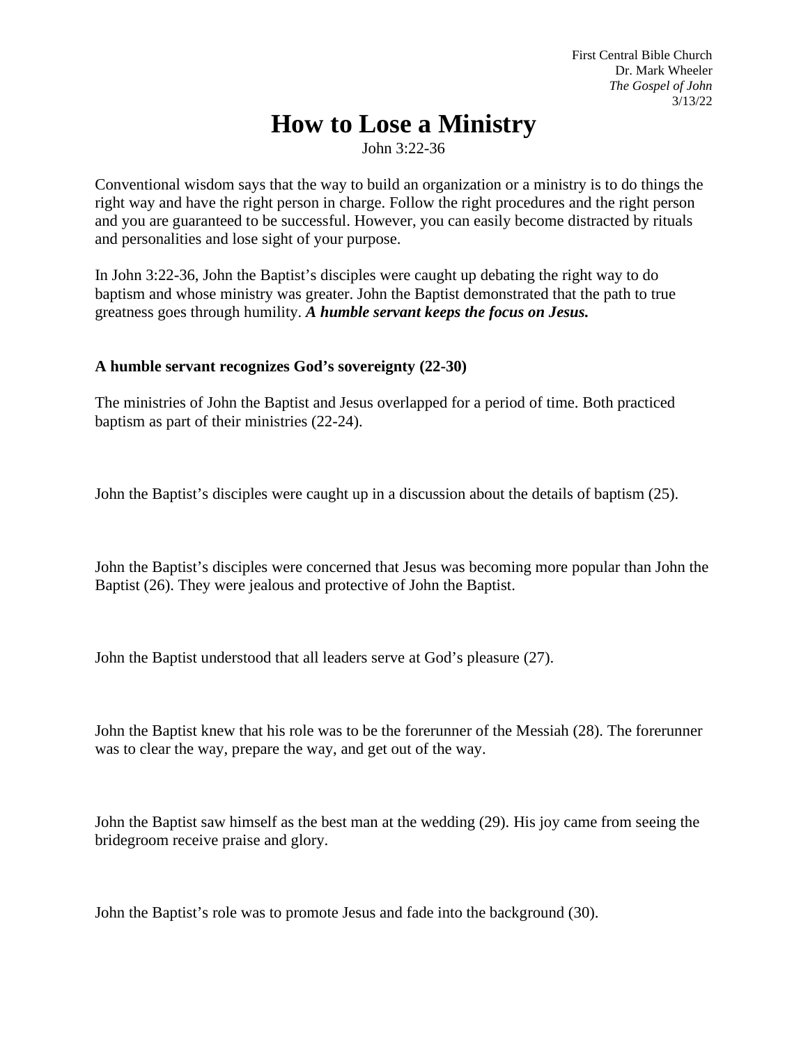First Central Bible Church
Dr. Mark Wheeler
*The Gospel of John*
3/13/22

# How to Lose a Ministry

John 3:22-36

Conventional wisdom says that the way to build an organization or a ministry is to do things the right way and have the right person in charge. Follow the right procedures and the right person and you are guaranteed to be successful. However, you can easily become distracted by rituals and personalities and lose sight of your purpose.

In John 3:22-36, John the Baptist's disciples were caught up debating the right way to do baptism and whose ministry was greater. John the Baptist demonstrated that the path to true greatness goes through humility. ***A humble servant keeps the focus on Jesus.***

**A humble servant recognizes God's sovereignty (22-30)**

The ministries of John the Baptist and Jesus overlapped for a period of time. Both practiced baptism as part of their ministries (22-24).

John the Baptist's disciples were caught up in a discussion about the details of baptism (25).

John the Baptist's disciples were concerned that Jesus was becoming more popular than John the Baptist (26). They were jealous and protective of John the Baptist.

John the Baptist understood that all leaders serve at God's pleasure (27).

John the Baptist knew that his role was to be the forerunner of the Messiah (28). The forerunner was to clear the way, prepare the way, and get out of the way.

John the Baptist saw himself as the best man at the wedding (29). His joy came from seeing the bridegroom receive praise and glory.

John the Baptist's role was to promote Jesus and fade into the background (30).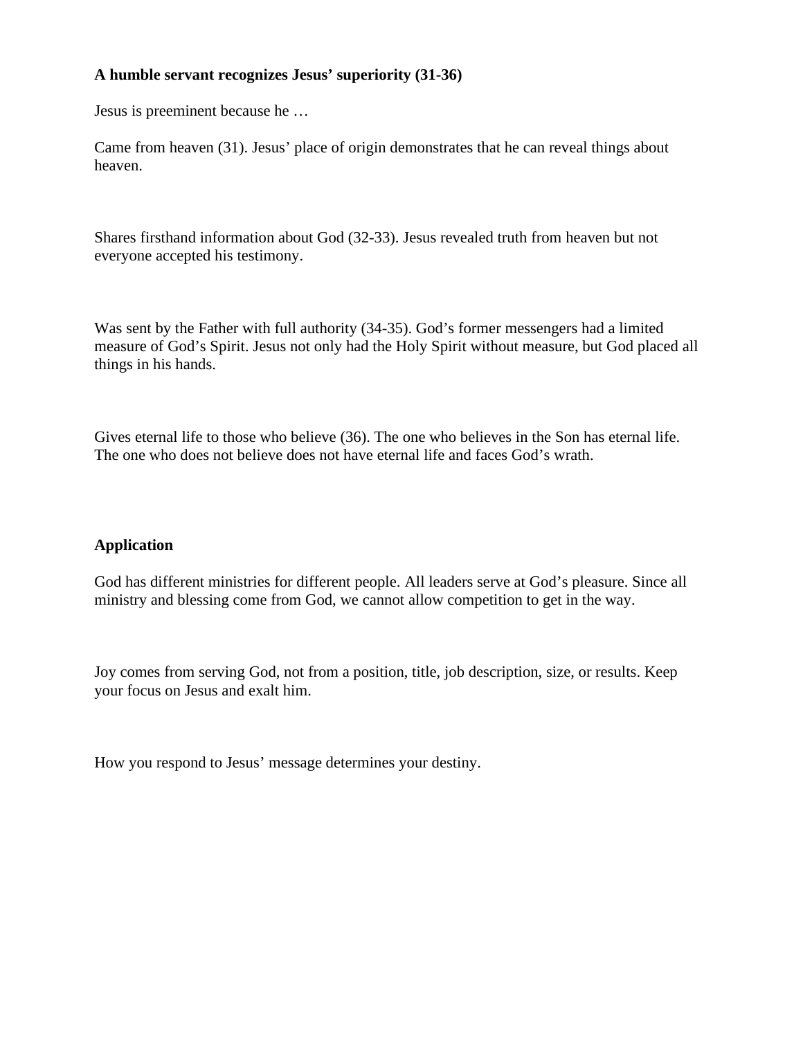**A humble servant recognizes Jesus' superiority (31-36)**

Jesus is preeminent because he …

Came from heaven (31). Jesus' place of origin demonstrates that he can reveal things about heaven.

Shares firsthand information about God (32-33). Jesus revealed truth from heaven but not everyone accepted his testimony.

Was sent by the Father with full authority (34-35). God's former messengers had a limited measure of God's Spirit. Jesus not only had the Holy Spirit without measure, but God placed all things in his hands.

Gives eternal life to those who believe (36). The one who believes in the Son has eternal life. The one who does not believe does not have eternal life and faces God's wrath.

**Application**

God has different ministries for different people. All leaders serve at God's pleasure. Since all ministry and blessing come from God, we cannot allow competition to get in the way.

Joy comes from serving God, not from a position, title, job description, size, or results. Keep your focus on Jesus and exalt him.

How you respond to Jesus' message determines your destiny.